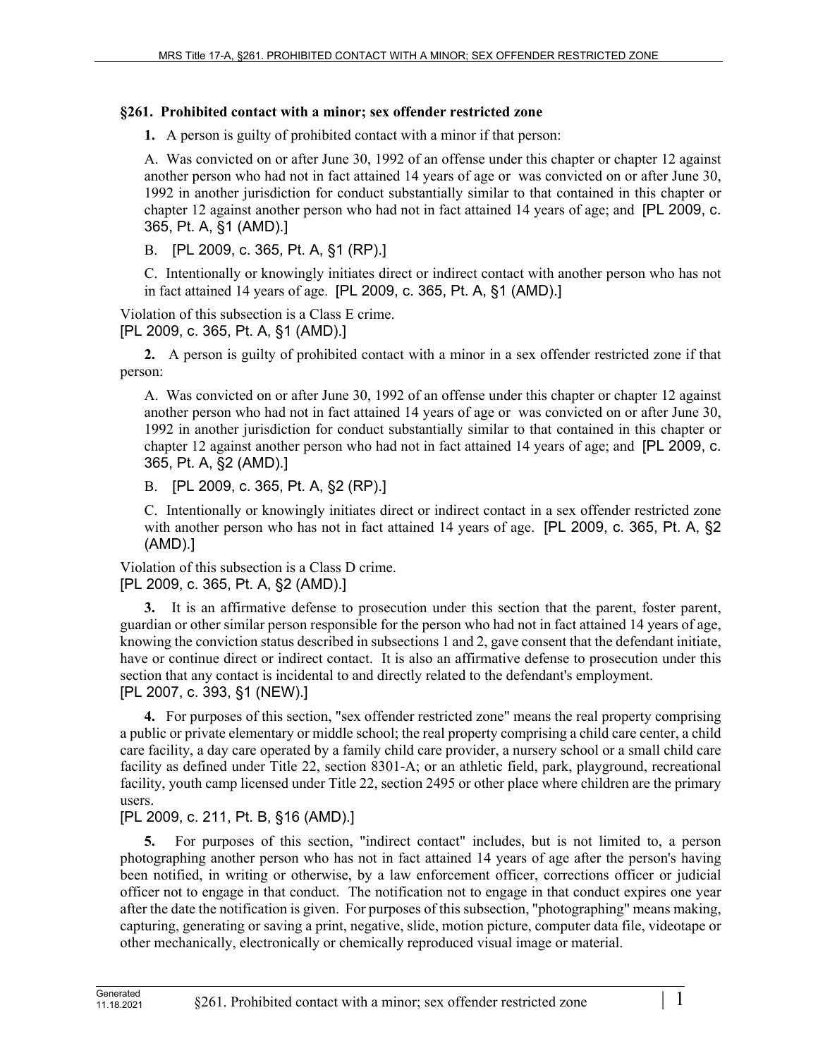## §261. Prohibited contact with a minor; sex offender restricted zone

**1.** A person is guilty of prohibited contact with a minor if that person:

A. Was convicted on or after June 30, 1992 of an offense under this chapter or chapter 12 against another person who had not in fact attained 14 years of age or was convicted on or after June 30, 1992 in another jurisdiction for conduct substantially similar to that contained in this chapter or chapter 12 against another person who had not in fact attained 14 years of age; and [PL 2009, c. 365, Pt. A, §1 (AMD).]

B. [PL 2009, c. 365, Pt. A, §1 (RP).]

C. Intentionally or knowingly initiates direct or indirect contact with another person who has not in fact attained 14 years of age. [PL 2009, c. 365, Pt. A, §1 (AMD).]

Violation of this subsection is a Class E crime.
[PL 2009, c. 365, Pt. A, §1 (AMD).]

**2.** A person is guilty of prohibited contact with a minor in a sex offender restricted zone if that person:

A. Was convicted on or after June 30, 1992 of an offense under this chapter or chapter 12 against another person who had not in fact attained 14 years of age or was convicted on or after June 30, 1992 in another jurisdiction for conduct substantially similar to that contained in this chapter or chapter 12 against another person who had not in fact attained 14 years of age; and [PL 2009, c. 365, Pt. A, §2 (AMD).]

B. [PL 2009, c. 365, Pt. A, §2 (RP).]

C. Intentionally or knowingly initiates direct or indirect contact in a sex offender restricted zone with another person who has not in fact attained 14 years of age. [PL 2009, c. 365, Pt. A, §2 (AMD).]

Violation of this subsection is a Class D crime.
[PL 2009, c. 365, Pt. A, §2 (AMD).]

**3.** It is an affirmative defense to prosecution under this section that the parent, foster parent, guardian or other similar person responsible for the person who had not in fact attained 14 years of age, knowing the conviction status described in subsections 1 and 2, gave consent that the defendant initiate, have or continue direct or indirect contact. It is also an affirmative defense to prosecution under this section that any contact is incidental to and directly related to the defendant's employment.
[PL 2007, c. 393, §1 (NEW).]

**4.** For purposes of this section, "sex offender restricted zone" means the real property comprising a public or private elementary or middle school; the real property comprising a child care center, a child care facility, a day care operated by a family child care provider, a nursery school or a small child care facility as defined under Title 22, section 8301-A; or an athletic field, park, playground, recreational facility, youth camp licensed under Title 22, section 2495 or other place where children are the primary users.
[PL 2009, c. 211, Pt. B, §16 (AMD).]

**5.** For purposes of this section, "indirect contact" includes, but is not limited to, a person photographing another person who has not in fact attained 14 years of age after the person's having been notified, in writing or otherwise, by a law enforcement officer, corrections officer or judicial officer not to engage in that conduct. The notification not to engage in that conduct expires one year after the date the notification is given. For purposes of this subsection, "photographing" means making, capturing, generating or saving a print, negative, slide, motion picture, computer data file, videotape or other mechanically, electronically or chemically reproduced visual image or material.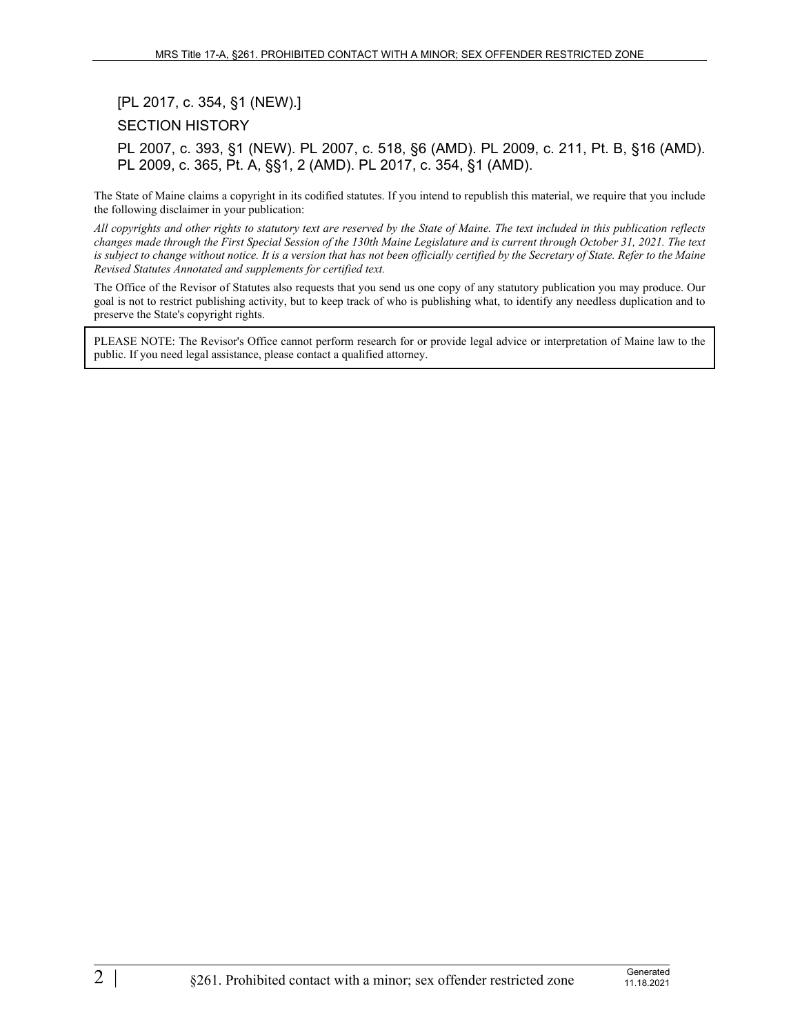[PL 2017, c. 354, §1 (NEW).]

SECTION HISTORY

PL 2007, c. 393, §1 (NEW). PL 2007, c. 518, §6 (AMD). PL 2009, c. 211, Pt. B, §16 (AMD). PL 2009, c. 365, Pt. A, §§1, 2 (AMD). PL 2017, c. 354, §1 (AMD).

The State of Maine claims a copyright in its codified statutes. If you intend to republish this material, we require that you include the following disclaimer in your publication:

*All copyrights and other rights to statutory text are reserved by the State of Maine. The text included in this publication reflects changes made through the First Special Session of the 130th Maine Legislature and is current through October 31, 2021. The text is subject to change without notice. It is a version that has not been officially certified by the Secretary of State. Refer to the Maine Revised Statutes Annotated and supplements for certified text.*

The Office of the Revisor of Statutes also requests that you send us one copy of any statutory publication you may produce. Our goal is not to restrict publishing activity, but to keep track of who is publishing what, to identify any needless duplication and to preserve the State's copyright rights.

PLEASE NOTE: The Revisor's Office cannot perform research for or provide legal advice or interpretation of Maine law to the public. If you need legal assistance, please contact a qualified attorney.